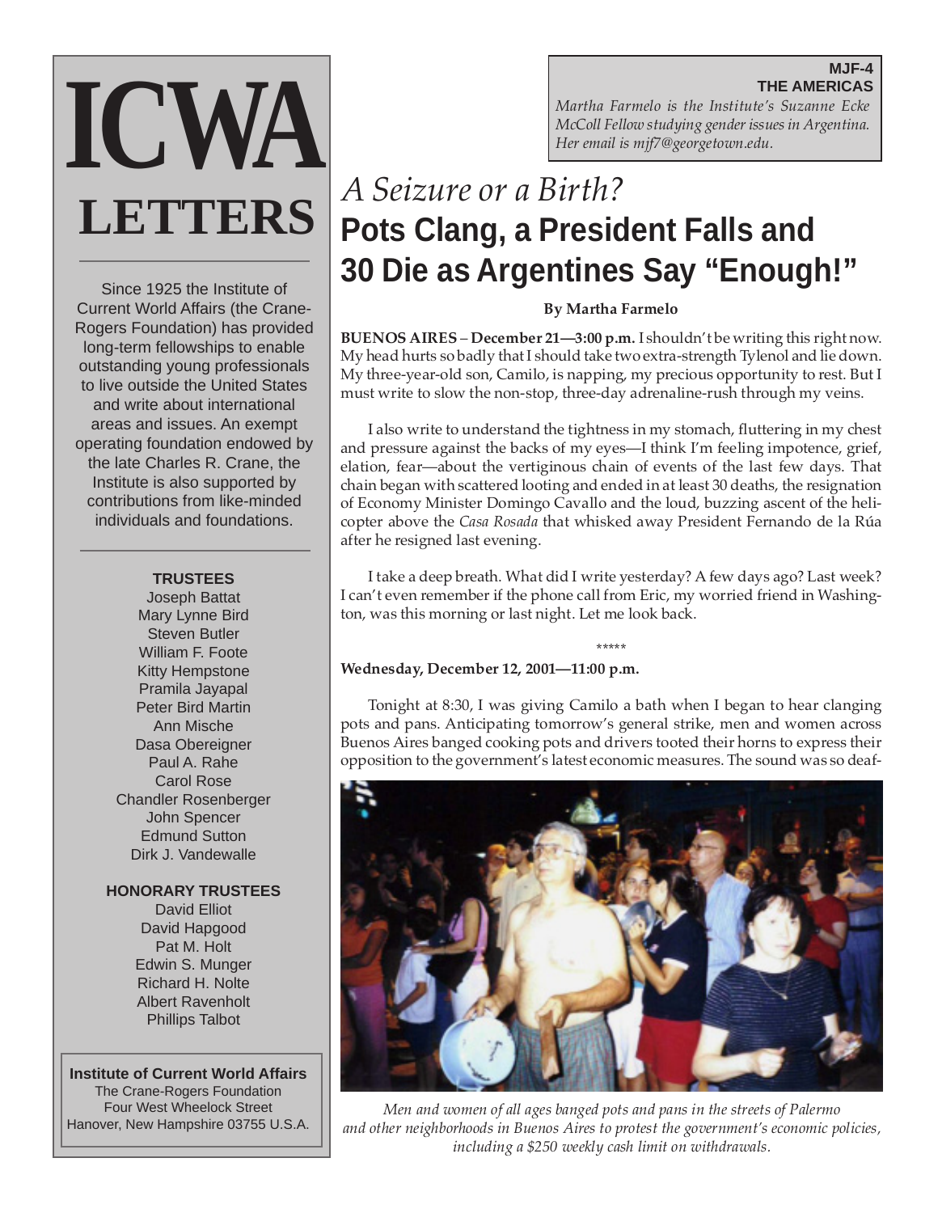# ICWA LETTERS

Since 1925 the Institute of Current World Affairs (the Crane-Rogers Foundation) has provided long-term fellowships to enable outstanding young professionals to live outside the United States and write about international areas and issues. An exempt operating foundation endowed by the late Charles R. Crane, the Institute is also supported by contributions from like-minded individuals and foundations.

**TRUSTEES**

Joseph Battat
Mary Lynne Bird
Steven Butler
William F. Foote
Kitty Hempstone
Pramila Jayapal
Peter Bird Martin
Ann Mische
Dasa Obereigner
Paul A. Rahe
Carol Rose
Chandler Rosenberger
John Spencer
Edmund Sutton
Dirk J. Vandewalle

**HONORARY TRUSTEES**

David Elliot
David Hapgood
Pat M. Holt
Edwin S. Munger
Richard H. Nolte
Albert Ravenholt
Phillips Talbot

**Institute of Current World Affairs**
The Crane-Rogers Foundation
Four West Wheelock Street
Hanover, New Hampshire 03755 U.S.A.

**MJF-4**
**THE AMERICAS**

*Martha Farmelo is the Institute's Suzanne Ecke McColl Fellow studying gender issues in Argentina. Her email is mjf7@georgetown.edu.*

## *A Seizure or a Birth?*

# Pots Clang, a President Falls and 30 Die as Argentines Say "Enough!"

**By Martha Farmelo**

**BUENOS AIRES – December 21—3:00 p.m.** I shouldn't be writing this right now. My head hurts so badly that I should take two extra-strength Tylenol and lie down. My three-year-old son, Camilo, is napping, my precious opportunity to rest. But I must write to slow the non-stop, three-day adrenaline-rush through my veins.

I also write to understand the tightness in my stomach, fluttering in my chest and pressure against the backs of my eyes—I think I'm feeling impotence, grief, elation, fear—about the vertiginous chain of events of the last few days. That chain began with scattered looting and ended in at least 30 deaths, the resignation of Economy Minister Domingo Cavallo and the loud, buzzing ascent of the helicopter above the *Casa Rosada* that whisked away President Fernando de la Rúa after he resigned last evening.

I take a deep breath. What did I write yesterday? A few days ago? Last week? I can't even remember if the phone call from Eric, my worried friend in Washington, was this morning or last night. Let me look back.

\*\*\*\*\*

**Wednesday, December 12, 2001—11:00 p.m.**

Tonight at 8:30, I was giving Camilo a bath when I began to hear clanging pots and pans. Anticipating tomorrow's general strike, men and women across Buenos Aires banged cooking pots and drivers tooted their horns to express their opposition to the government's latest economic measures. The sound was so deaf-

*Men and women of all ages banged pots and pans in the streets of Palermo and other neighborhoods in Buenos Aires to protest the government's economic policies, including a $250 weekly cash limit on withdrawals.*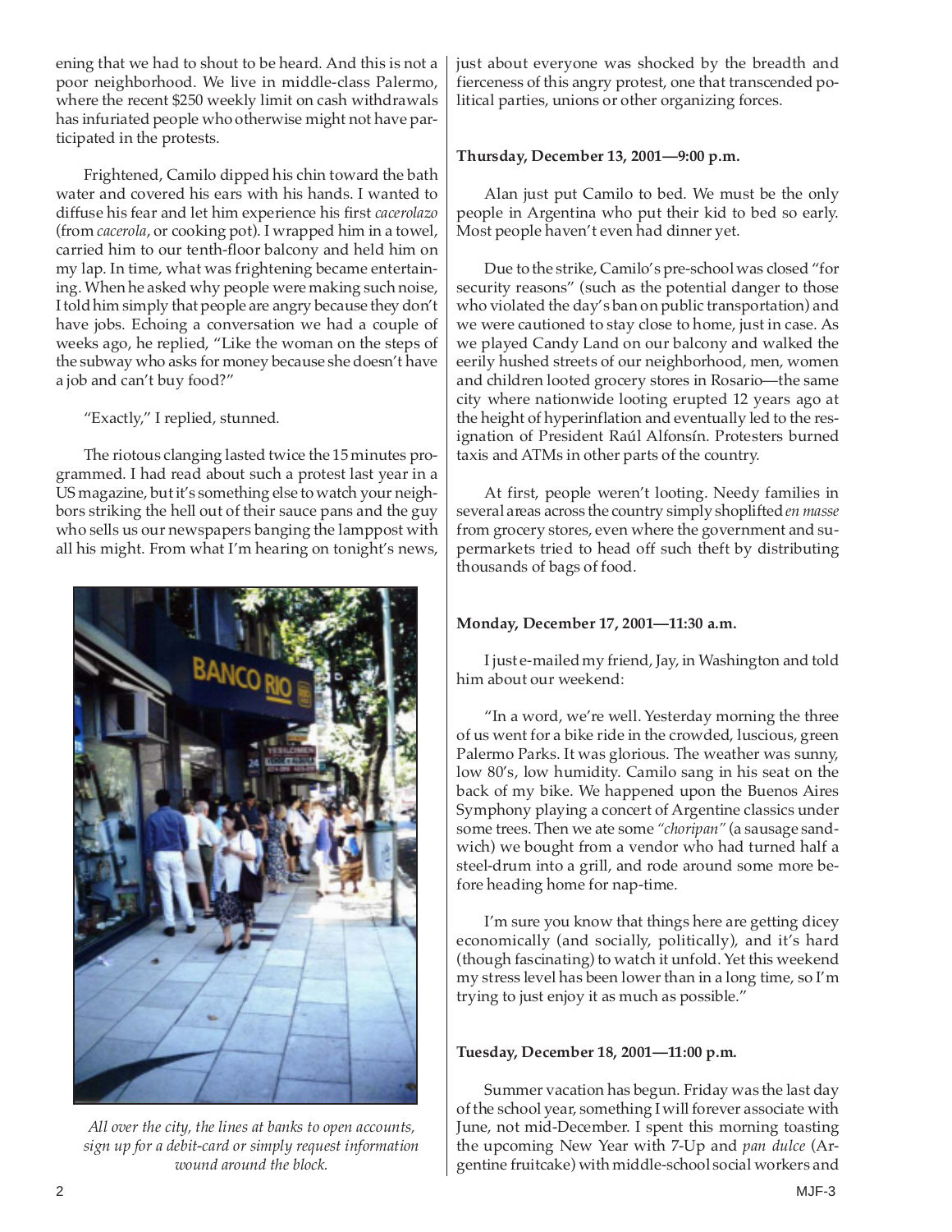ening that we had to shout to be heard. And this is not a poor neighborhood. We live in middle-class Palermo, where the recent $250 weekly limit on cash withdrawals has infuriated people who otherwise might not have participated in the protests.

Frightened, Camilo dipped his chin toward the bath water and covered his ears with his hands. I wanted to diffuse his fear and let him experience his first *cacerolazo* (from *cacerola*, or cooking pot). I wrapped him in a towel, carried him to our tenth-floor balcony and held him on my lap. In time, what was frightening became entertaining. When he asked why people were making such noise, I told him simply that people are angry because they don't have jobs. Echoing a conversation we had a couple of weeks ago, he replied, "Like the woman on the steps of the subway who asks for money because she doesn't have a job and can't buy food?"

"Exactly," I replied, stunned.

The riotous clanging lasted twice the 15 minutes programmed. I had read about such a protest last year in a US magazine, but it's something else to watch your neighbors striking the hell out of their sauce pans and the guy who sells us our newspapers banging the lamppost with all his might. From what I'm hearing on tonight's news, just about everyone was shocked by the breadth and fierceness of this angry protest, one that transcended political parties, unions or other organizing forces.

*All over the city, the lines at banks to open accounts, sign up for a debit-card or simply request information wound around the block.*

**Thursday, December 13, 2001—9:00 p.m.**

Alan just put Camilo to bed. We must be the only people in Argentina who put their kid to bed so early. Most people haven't even had dinner yet.

Due to the strike, Camilo's pre-school was closed "for security reasons" (such as the potential danger to those who violated the day's ban on public transportation) and we were cautioned to stay close to home, just in case. As we played Candy Land on our balcony and walked the eerily hushed streets of our neighborhood, men, women and children looted grocery stores in Rosario—the same city where nationwide looting erupted 12 years ago at the height of hyperinflation and eventually led to the resignation of President Raúl Alfonsín. Protesters burned taxis and ATMs in other parts of the country.

At first, people weren't looting. Needy families in several areas across the country simply shoplifted *en masse* from grocery stores, even where the government and supermarkets tried to head off such theft by distributing thousands of bags of food.

**Monday, December 17, 2001—11:30 a.m.**

I just e-mailed my friend, Jay, in Washington and told him about our weekend:

"In a word, we're well. Yesterday morning the three of us went for a bike ride in the crowded, luscious, green Palermo Parks. It was glorious. The weather was sunny, low 80's, low humidity. Camilo sang in his seat on the back of my bike. We happened upon the Buenos Aires Symphony playing a concert of Argentine classics under some trees. Then we ate some *"choripan"* (a sausage sandwich) we bought from a vendor who had turned half a steel-drum into a grill, and rode around some more before heading home for nap-time.

I'm sure you know that things here are getting dicey economically (and socially, politically), and it's hard (though fascinating) to watch it unfold. Yet this weekend my stress level has been lower than in a long time, so I'm trying to just enjoy it as much as possible."

**Tuesday, December 18, 2001—11:00 p.m.**

Summer vacation has begun. Friday was the last day of the school year, something I will forever associate with June, not mid-December. I spent this morning toasting the upcoming New Year with 7-Up and *pan dulce* (Argentine fruitcake) with middle-school social workers and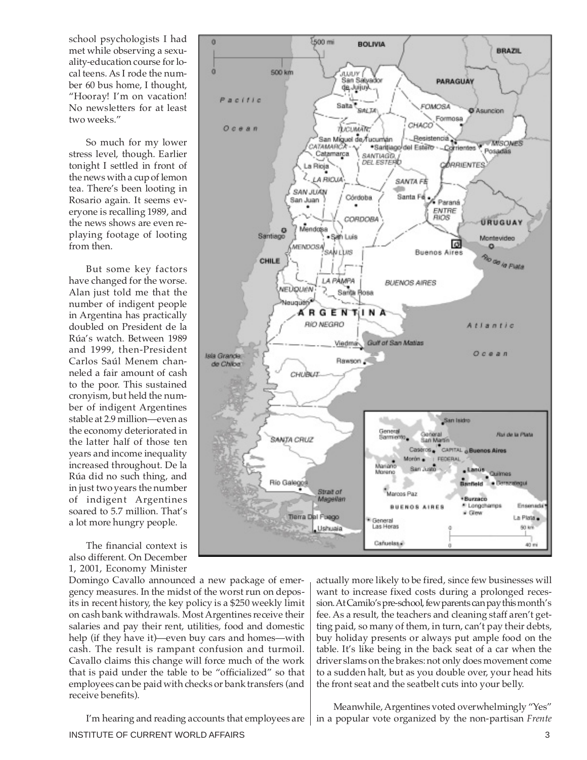school psychologists I had met while observing a sexuality-education course for local teens. As I rode the number 60 bus home, I thought, "Hooray! I'm on vacation! No newsletters for at least two weeks."

So much for my lower stress level, though. Earlier tonight I settled in front of the news with a cup of lemon tea. There's been looting in Rosario again. It seems everyone is recalling 1989, and the news shows are even replaying footage of looting from then.

But some key factors have changed for the worse. Alan just told me that the number of indigent people in Argentina has practically doubled on President de la Rúa's watch. Between 1989 and 1999, then-President Carlos Saúl Menem channeled a fair amount of cash to the poor. This sustained cronyism, but held the number of indigent Argentines stable at 2.9 million—even as the economy deteriorated in the latter half of those ten years and income inequality increased throughout. De la Rúa did no such thing, and in just two years the number of indigent Argentines soared to 5.7 million. That's a lot more hungry people.

The financial context is also different. On December 1, 2001, Economy Minister Domingo Cavallo announced a new package of emergency measures. In the midst of the worst run on deposits in recent history, the key policy is a $250 weekly limit on cash bank withdrawals. Most Argentines receive their salaries and pay their rent, utilities, food and domestic help (if they have it)—even buy cars and homes—with cash. The result is rampant confusion and turmoil. Cavallo claims this change will force much of the work that is paid under the table to be "officialized" so that employees can be paid with checks or bank transfers (and receive benefits).

I'm hearing and reading accounts that employees are actually more likely to be fired, since few businesses will want to increase fixed costs during a prolonged recession. At Camilo's pre-school, few parents can pay this month's fee. As a result, the teachers and cleaning staff aren't getting paid, so many of them, in turn, can't pay their debts, buy holiday presents or always put ample food on the table. It's like being in the back seat of a car when the driver slams on the brakes: not only does movement come to a sudden halt, but as you double over, your head hits the front seat and the seatbelt cuts into your belly.

Meanwhile, Argentines voted overwhelmingly "Yes" in a popular vote organized by the non-partisan *Frente*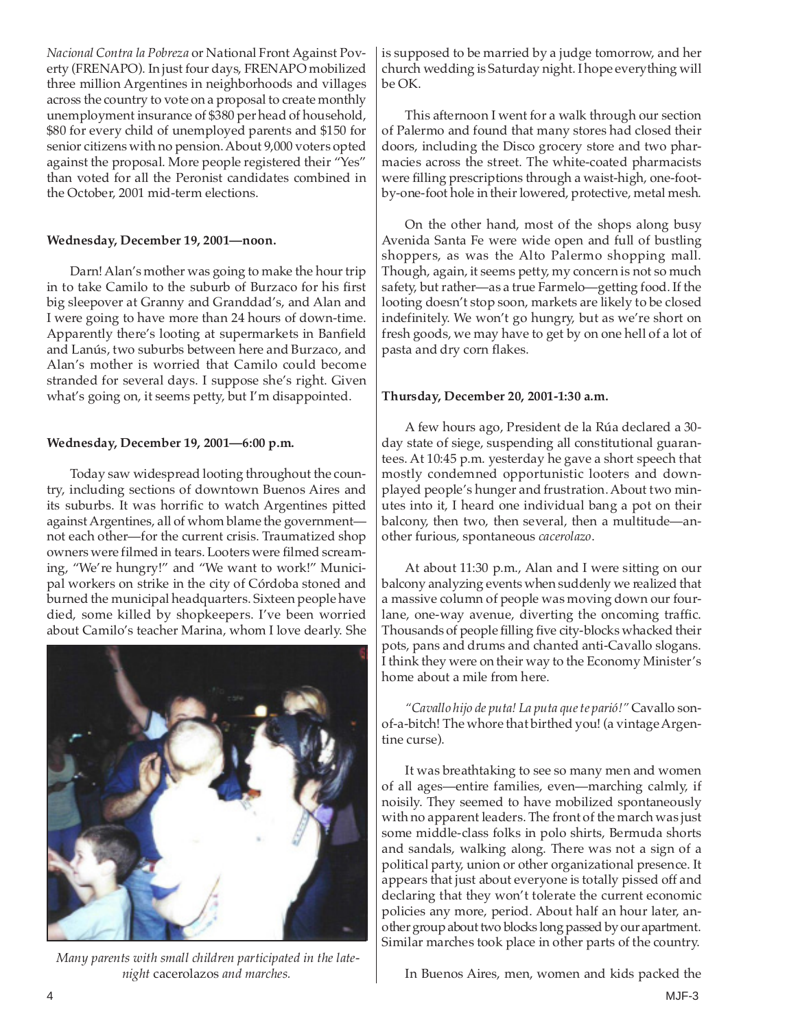*Nacional Contra la Pobreza* or National Front Against Poverty (FRENAPO). In just four days, FRENAPO mobilized three million Argentines in neighborhoods and villages across the country to vote on a proposal to create monthly unemployment insurance of $380 per head of household, $80 for every child of unemployed parents and $150 for senior citizens with no pension. About 9,000 voters opted against the proposal. More people registered their "Yes" than voted for all the Peronist candidates combined in the October, 2001 mid-term elections.

**Wednesday, December 19, 2001—noon.**

Darn! Alan's mother was going to make the hour trip in to take Camilo to the suburb of Burzaco for his first big sleepover at Granny and Granddad's, and Alan and I were going to have more than 24 hours of down-time. Apparently there's looting at supermarkets in Banfield and Lanús, two suburbs between here and Burzaco, and Alan's mother is worried that Camilo could become stranded for several days. I suppose she's right. Given what's going on, it seems petty, but I'm disappointed.

**Wednesday, December 19, 2001—6:00 p.m.**

Today saw widespread looting throughout the country, including sections of downtown Buenos Aires and its suburbs. It was horrific to watch Argentines pitted against Argentines, all of whom blame the government—not each other—for the current crisis. Traumatized shop owners were filmed in tears. Looters were filmed screaming, "We're hungry!" and "We want to work!" Municipal workers on strike in the city of Córdoba stoned and burned the municipal headquarters. Sixteen people have died, some killed by shopkeepers. I've been worried about Camilo's teacher Marina, whom I love dearly. She is supposed to be married by a judge tomorrow, and her church wedding is Saturday night. I hope everything will be OK.

*Many parents with small children participated in the late-night* cacerolazos *and marches.*

This afternoon I went for a walk through our section of Palermo and found that many stores had closed their doors, including the Disco grocery store and two pharmacies across the street. The white-coated pharmacists were filling prescriptions through a waist-high, one-foot-by-one-foot hole in their lowered, protective, metal mesh.

On the other hand, most of the shops along busy Avenida Santa Fe were wide open and full of bustling shoppers, as was the Alto Palermo shopping mall. Though, again, it seems petty, my concern is not so much safety, but rather—as a true Farmelo—getting food. If the looting doesn't stop soon, markets are likely to be closed indefinitely. We won't go hungry, but as we're short on fresh goods, we may have to get by on one hell of a lot of pasta and dry corn flakes.

**Thursday, December 20, 2001-1:30 a.m.**

A few hours ago, President de la Rúa declared a 30-day state of siege, suspending all constitutional guarantees. At 10:45 p.m. yesterday he gave a short speech that mostly condemned opportunistic looters and downplayed people's hunger and frustration. About two minutes into it, I heard one individual bang a pot on their balcony, then two, then several, then a multitude—another furious, spontaneous *cacerolazo*.

At about 11:30 p.m., Alan and I were sitting on our balcony analyzing events when suddenly we realized that a massive column of people was moving down our four-lane, one-way avenue, diverting the oncoming traffic. Thousands of people filling five city-blocks whacked their pots, pans and drums and chanted anti-Cavallo slogans. I think they were on their way to the Economy Minister's home about a mile from here.

*"Cavallo hijo de puta! La puta que te parió!"* Cavallo son-of-a-bitch! The whore that birthed you! (a vintage Argentine curse).

It was breathtaking to see so many men and women of all ages—entire families, even—marching calmly, if noisily. They seemed to have mobilized spontaneously with no apparent leaders. The front of the march was just some middle-class folks in polo shirts, Bermuda shorts and sandals, walking along. There was not a sign of a political party, union or other organizational presence. It appears that just about everyone is totally pissed off and declaring that they won't tolerate the current economic policies any more, period. About half an hour later, another group about two blocks long passed by our apartment. Similar marches took place in other parts of the country.

In Buenos Aires, men, women and kids packed the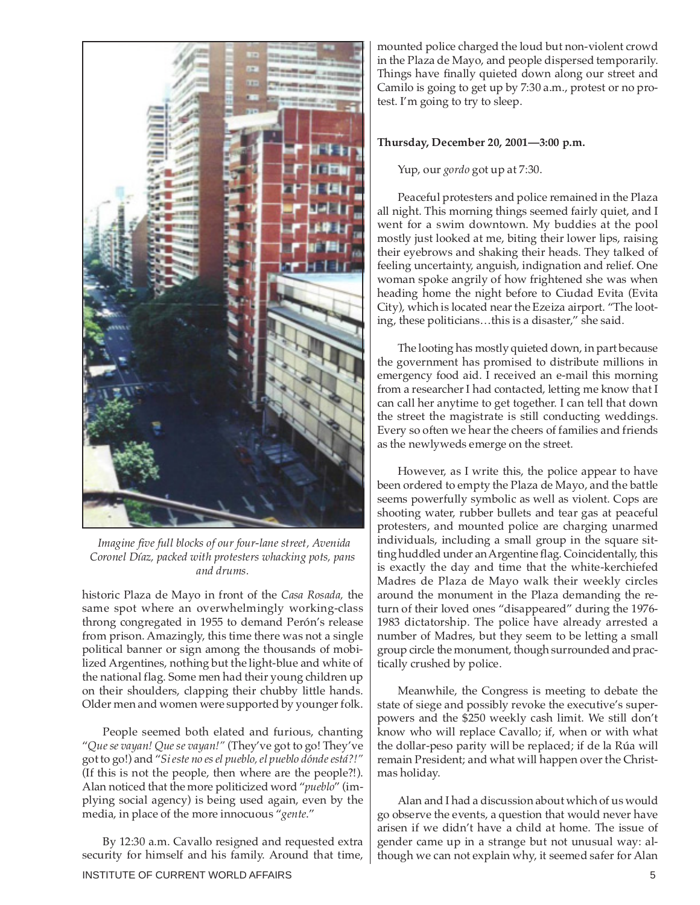*Imagine five full blocks of our four-lane street, Avenida Coronel Díaz, packed with protesters whacking pots, pans and drums.*

historic Plaza de Mayo in front of the *Casa Rosada,* the same spot where an overwhelmingly working-class throng congregated in 1955 to demand Perón's release from prison. Amazingly, this time there was not a single political banner or sign among the thousands of mobilized Argentines, nothing but the light-blue and white of the national flag. Some men had their young children up on their shoulders, clapping their chubby little hands. Older men and women were supported by younger folk.

People seemed both elated and furious, chanting "*Que se vayan! Que se vayan!*" (They've got to go! They've got to go!) and "*Si este no es el pueblo, el pueblo dónde está?!*" (If this is not the people, then where are the people?!). Alan noticed that the more politicized word "*pueblo*" (implying social agency) is being used again, even by the media, in place of the more innocuous "*gente*."

By 12:30 a.m. Cavallo resigned and requested extra security for himself and his family. Around that time, mounted police charged the loud but non-violent crowd in the Plaza de Mayo, and people dispersed temporarily. Things have finally quieted down along our street and Camilo is going to get up by 7:30 a.m., protest or no protest. I'm going to try to sleep.

**Thursday, December 20, 2001—3:00 p.m.**

Yup, our *gordo* got up at 7:30.

Peaceful protesters and police remained in the Plaza all night. This morning things seemed fairly quiet, and I went for a swim downtown. My buddies at the pool mostly just looked at me, biting their lower lips, raising their eyebrows and shaking their heads. They talked of feeling uncertainty, anguish, indignation and relief. One woman spoke angrily of how frightened she was when heading home the night before to Ciudad Evita (Evita City), which is located near the Ezeiza airport. "The looting, these politicians…this is a disaster," she said.

The looting has mostly quieted down, in part because the government has promised to distribute millions in emergency food aid. I received an e-mail this morning from a researcher I had contacted, letting me know that I can call her anytime to get together. I can tell that down the street the magistrate is still conducting weddings. Every so often we hear the cheers of families and friends as the newlyweds emerge on the street.

However, as I write this, the police appear to have been ordered to empty the Plaza de Mayo, and the battle seems powerfully symbolic as well as violent. Cops are shooting water, rubber bullets and tear gas at peaceful protesters, and mounted police are charging unarmed individuals, including a small group in the square sitting huddled under an Argentine flag. Coincidentally, this is exactly the day and time that the white-kerchiefed Madres de Plaza de Mayo walk their weekly circles around the monument in the Plaza demanding the return of their loved ones "disappeared" during the 1976-1983 dictatorship. The police have already arrested a number of Madres, but they seem to be letting a small group circle the monument, though surrounded and practically crushed by police.

Meanwhile, the Congress is meeting to debate the state of siege and possibly revoke the executive's superpowers and the $250 weekly cash limit. We still don't know who will replace Cavallo; if, when or with what the dollar-peso parity will be replaced; if de la Rúa will remain President; and what will happen over the Christmas holiday.

Alan and I had a discussion about which of us would go observe the events, a question that would never have arisen if we didn't have a child at home. The issue of gender came up in a strange but not unusual way: although we can not explain why, it seemed safer for Alan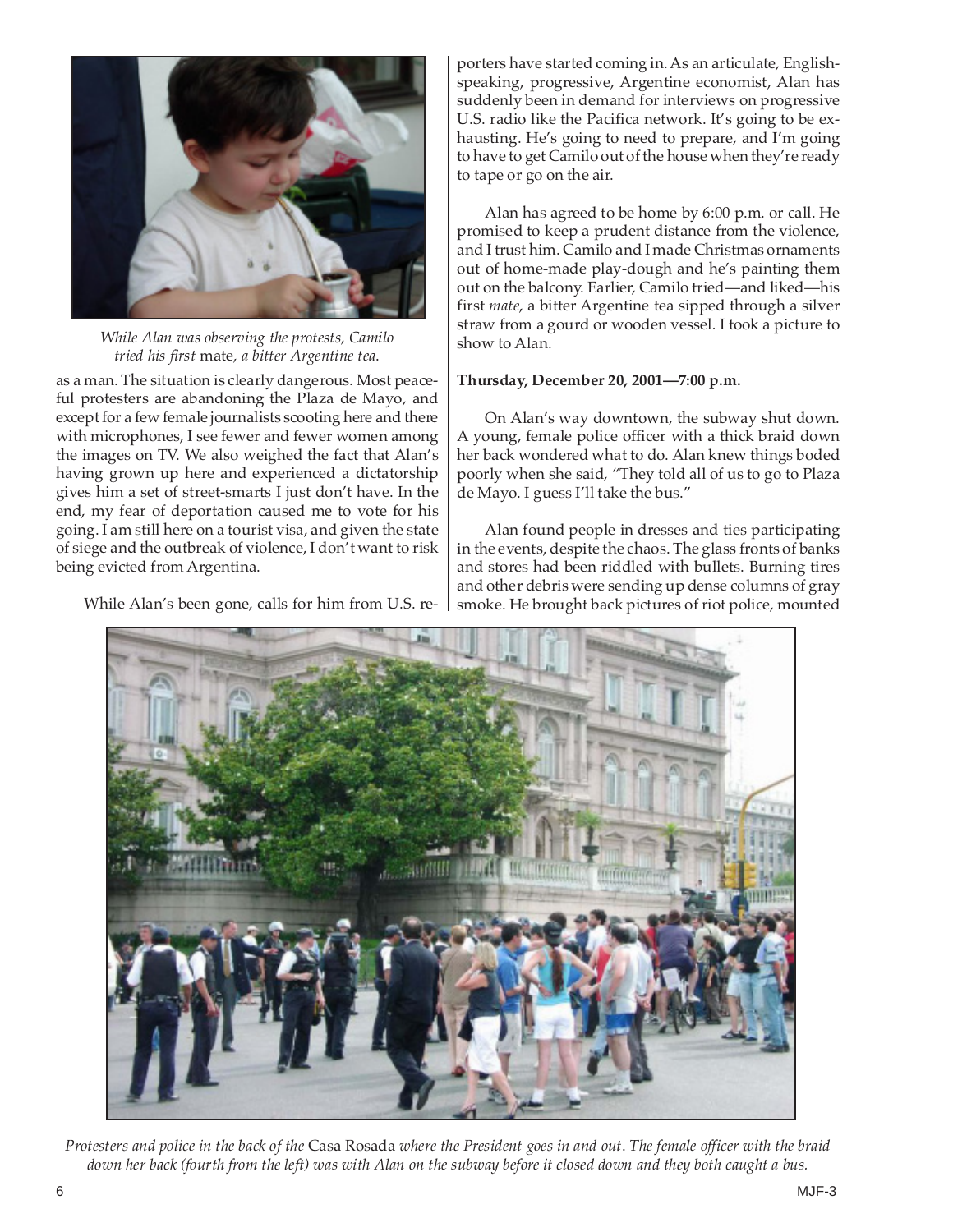*While Alan was observing the protests, Camilo tried his first* mate*, a bitter Argentine tea.*

as a man. The situation is clearly dangerous. Most peaceful protesters are abandoning the Plaza de Mayo, and except for a few female journalists scooting here and there with microphones, I see fewer and fewer women among the images on TV. We also weighed the fact that Alan's having grown up here and experienced a dictatorship gives him a set of street-smarts I just don't have. In the end, my fear of deportation caused me to vote for his going. I am still here on a tourist visa, and given the state of siege and the outbreak of violence, I don't want to risk being evicted from Argentina.

While Alan's been gone, calls for him from U.S. reporters have started coming in. As an articulate, English-speaking, progressive, Argentine economist, Alan has suddenly been in demand for interviews on progressive U.S. radio like the Pacifica network. It's going to be exhausting. He's going to need to prepare, and I'm going to have to get Camilo out of the house when they're ready to tape or go on the air.

Alan has agreed to be home by 6:00 p.m. or call. He promised to keep a prudent distance from the violence, and I trust him. Camilo and I made Christmas ornaments out of home-made play-dough and he's painting them out on the balcony. Earlier, Camilo tried—and liked—his first *mate*, a bitter Argentine tea sipped through a silver straw from a gourd or wooden vessel. I took a picture to show to Alan.

**Thursday, December 20, 2001—7:00 p.m.**

On Alan's way downtown, the subway shut down. A young, female police officer with a thick braid down her back wondered what to do. Alan knew things boded poorly when she said, "They told all of us to go to Plaza de Mayo. I guess I'll take the bus."

Alan found people in dresses and ties participating in the events, despite the chaos. The glass fronts of banks and stores had been riddled with bullets. Burning tires and other debris were sending up dense columns of gray smoke. He brought back pictures of riot police, mounted

*Protesters and police in the back of the* Casa Rosada *where the President goes in and out. The female officer with the braid down her back (fourth from the left) was with Alan on the subway before it closed down and they both caught a bus.*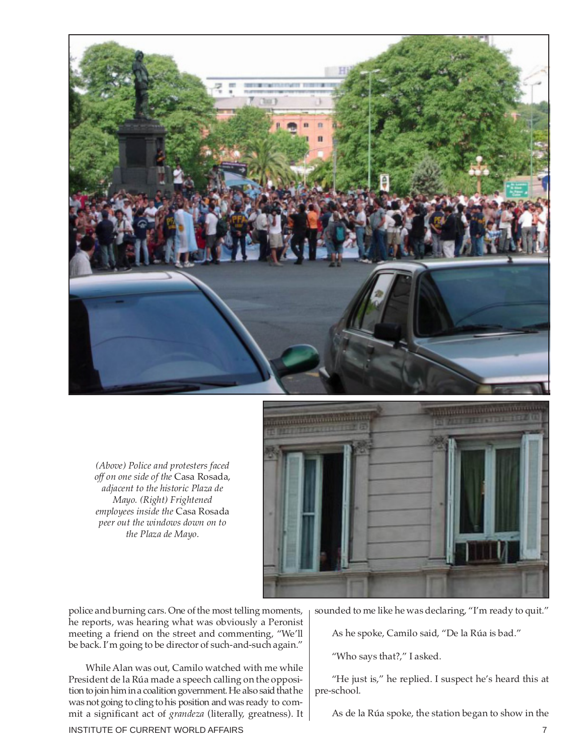*(Above) Police and protesters faced off on one side of the* Casa Rosada*, adjacent to the historic Plaza de Mayo. (Right) Frightened employees inside the* Casa Rosada *peer out the windows down on to the Plaza de Mayo.*

police and burning cars. One of the most telling moments, he reports, was hearing what was obviously a Peronist meeting a friend on the street and commenting, "We'll be back. I'm going to be director of such-and-such again."

While Alan was out, Camilo watched with me while President de la Rúa made a speech calling on the opposition to join him in a coalition government. He also said that he was not going to cling to his position and was ready to commit a significant act of *grandeza* (literally, greatness). It sounded to me like he was declaring, "I'm ready to quit."

As he spoke, Camilo said, "De la Rúa is bad."

"Who says that?," I asked.

"He just is," he replied. I suspect he's heard this at pre-school.

As de la Rúa spoke, the station began to show in the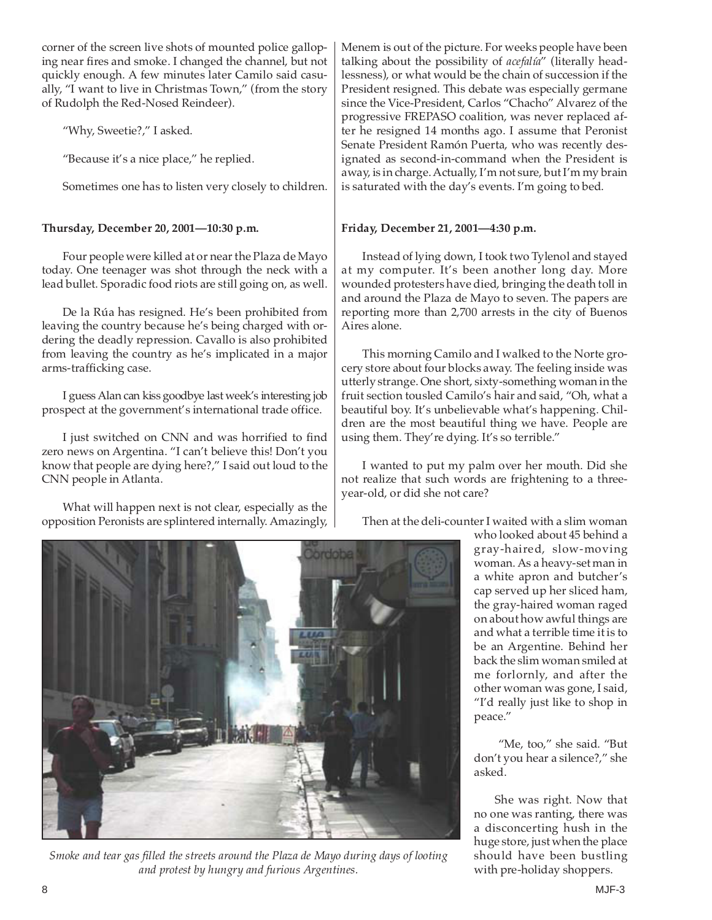corner of the screen live shots of mounted police galloping near fires and smoke. I changed the channel, but not quickly enough. A few minutes later Camilo said casually, "I want to live in Christmas Town," (from the story of Rudolph the Red-Nosed Reindeer).

"Why, Sweetie?," I asked.

"Because it's a nice place," he replied.

Sometimes one has to listen very closely to children.

**Thursday, December 20, 2001—10:30 p.m.**

Four people were killed at or near the Plaza de Mayo today. One teenager was shot through the neck with a lead bullet. Sporadic food riots are still going on, as well.

De la Rúa has resigned. He's been prohibited from leaving the country because he's being charged with ordering the deadly repression. Cavallo is also prohibited from leaving the country as he's implicated in a major arms-trafficking case.

I guess Alan can kiss goodbye last week's interesting job prospect at the government's international trade office.

I just switched on CNN and was horrified to find zero news on Argentina. "I can't believe this! Don't you know that people are dying here?," I said out loud to the CNN people in Atlanta.

What will happen next is not clear, especially as the opposition Peronists are splintered internally. Amazingly, Menem is out of the picture. For weeks people have been talking about the possibility of *acefalía*" (literally headlessness), or what would be the chain of succession if the President resigned. This debate was especially germane since the Vice-President, Carlos "Chacho" Alvarez of the progressive FREPASO coalition, was never replaced after he resigned 14 months ago. I assume that Peronist Senate President Ramón Puerta, who was recently designated as second-in-command when the President is away, is in charge. Actually, I'm not sure, but I'm my brain is saturated with the day's events. I'm going to bed.

**Friday, December 21, 2001—4:30 p.m.**

Instead of lying down, I took two Tylenol and stayed at my computer. It's been another long day. More wounded protesters have died, bringing the death toll in and around the Plaza de Mayo to seven. The papers are reporting more than 2,700 arrests in the city of Buenos Aires alone.

This morning Camilo and I walked to the Norte grocery store about four blocks away. The feeling inside was utterly strange. One short, sixty-something woman in the fruit section tousled Camilo's hair and said, "Oh, what a beautiful boy. It's unbelievable what's happening. Children are the most beautiful thing we have. People are using them. They're dying. It's so terrible."

I wanted to put my palm over her mouth. Did she not realize that such words are frightening to a three-year-old, or did she not care?

Then at the deli-counter I waited with a slim woman who looked about 45 behind a gray-haired, slow-moving woman. As a heavy-set man in a white apron and butcher's cap served up her sliced ham, the gray-haired woman raged on about how awful things are and what a terrible time it is to be an Argentine. Behind her back the slim woman smiled at me forlornly, and after the other woman was gone, I said, "I'd really just like to shop in peace."

"Me, too," she said. "But don't you hear a silence?," she asked.

She was right. Now that no one was ranting, there was a disconcerting hush in the huge store, just when the place should have been bustling with pre-holiday shoppers.

*Smoke and tear gas filled the streets around the Plaza de Mayo during days of looting and protest by hungry and furious Argentines.*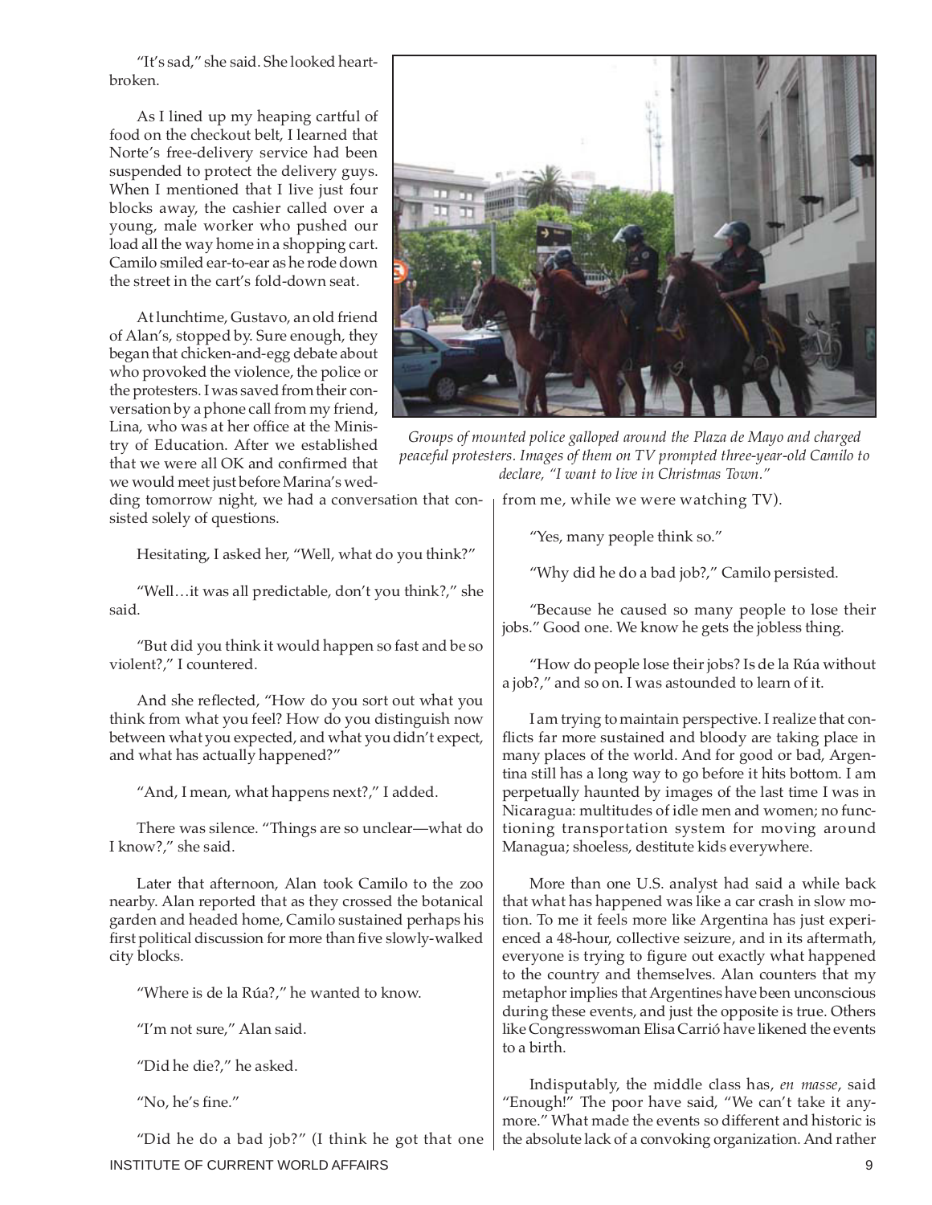"It's sad," she said. She looked heartbroken.

As I lined up my heaping cartful of food on the checkout belt, I learned that Norte's free-delivery service had been suspended to protect the delivery guys. When I mentioned that I live just four blocks away, the cashier called over a young, male worker who pushed our load all the way home in a shopping cart. Camilo smiled ear-to-ear as he rode down the street in the cart's fold-down seat.

At lunchtime, Gustavo, an old friend of Alan's, stopped by. Sure enough, they began that chicken-and-egg debate about who provoked the violence, the police or the protesters. I was saved from their conversation by a phone call from my friend, Lina, who was at her office at the Ministry of Education. After we established that we were all OK and confirmed that we would meet just before Marina's wedding tomorrow night, we had a conversation that consisted solely of questions.

*Groups of mounted police galloped around the Plaza de Mayo and charged peaceful protesters. Images of them on TV prompted three-year-old Camilo to declare, "I want to live in Christmas Town."*

Hesitating, I asked her, "Well, what do you think?"

"Well…it was all predictable, don't you think?," she said.

"But did you think it would happen so fast and be so violent?," I countered.

And she reflected, "How do you sort out what you think from what you feel? How do you distinguish now between what you expected, and what you didn't expect, and what has actually happened?"

"And, I mean, what happens next?," I added.

There was silence. "Things are so unclear—what do I know?," she said.

Later that afternoon, Alan took Camilo to the zoo nearby. Alan reported that as they crossed the botanical garden and headed home, Camilo sustained perhaps his first political discussion for more than five slowly-walked city blocks.

"Where is de la Rúa?," he wanted to know.

"I'm not sure," Alan said.

"Did he die?," he asked.

"No, he's fine."

"Did he do a bad job?" (I think he got that one from me, while we were watching TV).

"Yes, many people think so."

"Why did he do a bad job?," Camilo persisted.

"Because he caused so many people to lose their jobs." Good one. We know he gets the jobless thing.

"How do people lose their jobs? Is de la Rúa without a job?," and so on. I was astounded to learn of it.

I am trying to maintain perspective. I realize that conflicts far more sustained and bloody are taking place in many places of the world. And for good or bad, Argentina still has a long way to go before it hits bottom. I am perpetually haunted by images of the last time I was in Nicaragua: multitudes of idle men and women; no functioning transportation system for moving around Managua; shoeless, destitute kids everywhere.

More than one U.S. analyst had said a while back that what has happened was like a car crash in slow motion. To me it feels more like Argentina has just experienced a 48-hour, collective seizure, and in its aftermath, everyone is trying to figure out exactly what happened to the country and themselves. Alan counters that my metaphor implies that Argentines have been unconscious during these events, and just the opposite is true. Others like Congresswoman Elisa Carrió have likened the events to a birth.

Indisputably, the middle class has, *en masse*, said "Enough!" The poor have said, "We can't take it anymore." What made the events so different and historic is the absolute lack of a convoking organization. And rather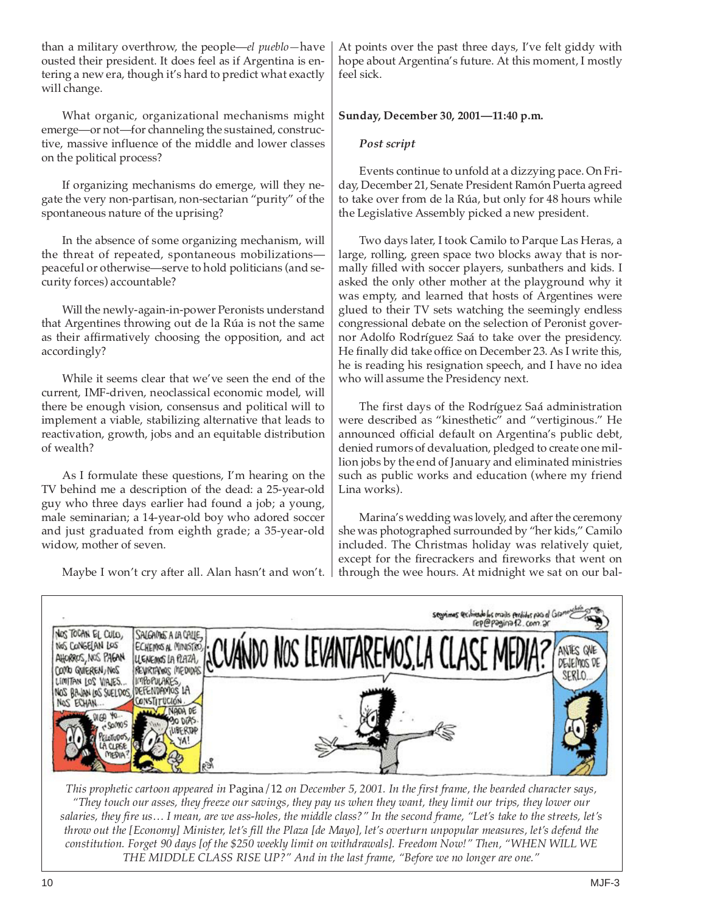than a military overthrow, the people—*el pueblo*—have ousted their president. It does feel as if Argentina is entering a new era, though it's hard to predict what exactly will change.

What organic, organizational mechanisms might emerge—or not—for channeling the sustained, constructive, massive influence of the middle and lower classes on the political process?

If organizing mechanisms do emerge, will they negate the very non-partisan, non-sectarian "purity" of the spontaneous nature of the uprising?

In the absence of some organizing mechanism, will the threat of repeated, spontaneous mobilizations—peaceful or otherwise—serve to hold politicians (and security forces) accountable?

Will the newly-again-in-power Peronists understand that Argentines throwing out de la Rúa is not the same as their affirmatively choosing the opposition, and act accordingly?

While it seems clear that we've seen the end of the current, IMF-driven, neoclassical economic model, will there be enough vision, consensus and political will to implement a viable, stabilizing alternative that leads to reactivation, growth, jobs and an equitable distribution of wealth?

As I formulate these questions, I'm hearing on the TV behind me a description of the dead: a 25-year-old guy who three days earlier had found a job; a young, male seminarian; a 14-year-old boy who adored soccer and just graduated from eighth grade; a 35-year-old widow, mother of seven.

Maybe I won't cry after all. Alan hasn't and won't. At points over the past three days, I've felt giddy with hope about Argentina's future. At this moment, I mostly feel sick.

**Sunday, December 30, 2001—11:40 p.m.**

***Post script***

Events continue to unfold at a dizzying pace. On Friday, December 21, Senate President Ramón Puerta agreed to take over from de la Rúa, but only for 48 hours while the Legislative Assembly picked a new president.

Two days later, I took Camilo to Parque Las Heras, a large, rolling, green space two blocks away that is normally filled with soccer players, sunbathers and kids. I asked the only other mother at the playground why it was empty, and learned that hosts of Argentines were glued to their TV sets watching the seemingly endless congressional debate on the selection of Peronist governor Adolfo Rodríguez Saá to take over the presidency. He finally did take office on December 23. As I write this, he is reading his resignation speech, and I have no idea who will assume the Presidency next.

The first days of the Rodríguez Saá administration were described as "kinesthetic" and "vertiginous." He announced official default on Argentina's public debt, denied rumors of devaluation, pledged to create one million jobs by the end of January and eliminated ministries such as public works and education (where my friend Lina works).

Marina's wedding was lovely, and after the ceremony she was photographed surrounded by "her kids," Camilo included. The Christmas holiday was relatively quiet, except for the firecrackers and fireworks that went on through the wee hours. At midnight we sat on our bal-

*This prophetic cartoon appeared in* Pagina/12 *on December 5, 2001. In the first frame, the bearded character says, "They touch our asses, they freeze our savings, they pay us when they want, they limit our trips, they lower our salaries, they fire us… I mean, are we ass-holes, the middle class?" In the second frame, "Let's take to the streets, let's throw out the [Economy] Minister, let's fill the Plaza [de Mayo], let's overturn unpopular measures, let's defend the constitution. Forget 90 days [of the $250 weekly limit on withdrawals]. Freedom Now!" Then, "WHEN WILL WE THE MIDDLE CLASS RISE UP?" And in the last frame, "Before we no longer are one."*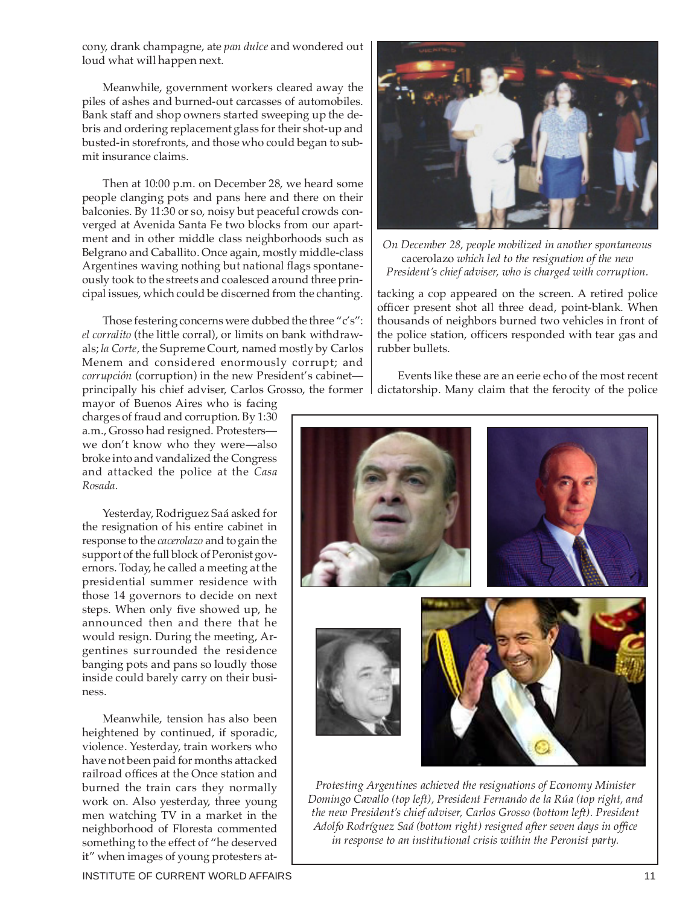cony, drank champagne, ate *pan dulce* and wondered out loud what will happen next.

Meanwhile, government workers cleared away the piles of ashes and burned-out carcasses of automobiles. Bank staff and shop owners started sweeping up the debris and ordering replacement glass for their shot-up and busted-in storefronts, and those who could began to submit insurance claims.

Then at 10:00 p.m. on December 28, we heard some people clanging pots and pans here and there on their balconies. By 11:30 or so, noisy but peaceful crowds converged at Avenida Santa Fe two blocks from our apartment and in other middle class neighborhoods such as Belgrano and Caballito. Once again, mostly middle-class Argentines waving nothing but national flags spontaneously took to the streets and coalesced around three principal issues, which could be discerned from the chanting.

Those festering concerns were dubbed the three "c's": *el corralito* (the little corral), or limits on bank withdrawals; *la Corte,* the Supreme Court, named mostly by Carlos Menem and considered enormously corrupt; and *corrupción* (corruption) in the new President's cabinet—principally his chief adviser, Carlos Grosso, the former mayor of Buenos Aires who is facing charges of fraud and corruption. By 1:30 a.m., Grosso had resigned. Protesters—we don't know who they were—also broke into and vandalized the Congress and attacked the police at the *Casa Rosada.*

Yesterday, Rodriguez Saá asked for the resignation of his entire cabinet in response to the *cacerolazo* and to gain the support of the full block of Peronist governors. Today, he called a meeting at the presidential summer residence with those 14 governors to decide on next steps. When only five showed up, he announced then and there that he would resign. During the meeting, Argentines surrounded the residence banging pots and pans so loudly those inside could barely carry on their business.

Meanwhile, tension has also been heightened by continued, if sporadic, violence. Yesterday, train workers who have not been paid for months attacked railroad offices at the Once station and burned the train cars they normally work on. Also yesterday, three young men watching TV in a market in the neighborhood of Floresta commented something to the effect of "he deserved it" when images of young protesters attacking a cop appeared on the screen. A retired police officer present shot all three dead, point-blank. When thousands of neighbors burned two vehicles in front of the police station, officers responded with tear gas and rubber bullets.

Events like these are an eerie echo of the most recent dictatorship. Many claim that the ferocity of the police

*On December 28, people mobilized in another spontaneous* cacerolazo *which led to the resignation of the new President's chief adviser, who is charged with corruption.*

*Protesting Argentines achieved the resignations of Economy Minister Domingo Cavallo (top left), President Fernando de la Rúa (top right, and the new President's chief adviser, Carlos Grosso (bottom left). President Adolfo Rodríguez Saá (bottom right) resigned after seven days in office in response to an institutional crisis within the Peronist party.*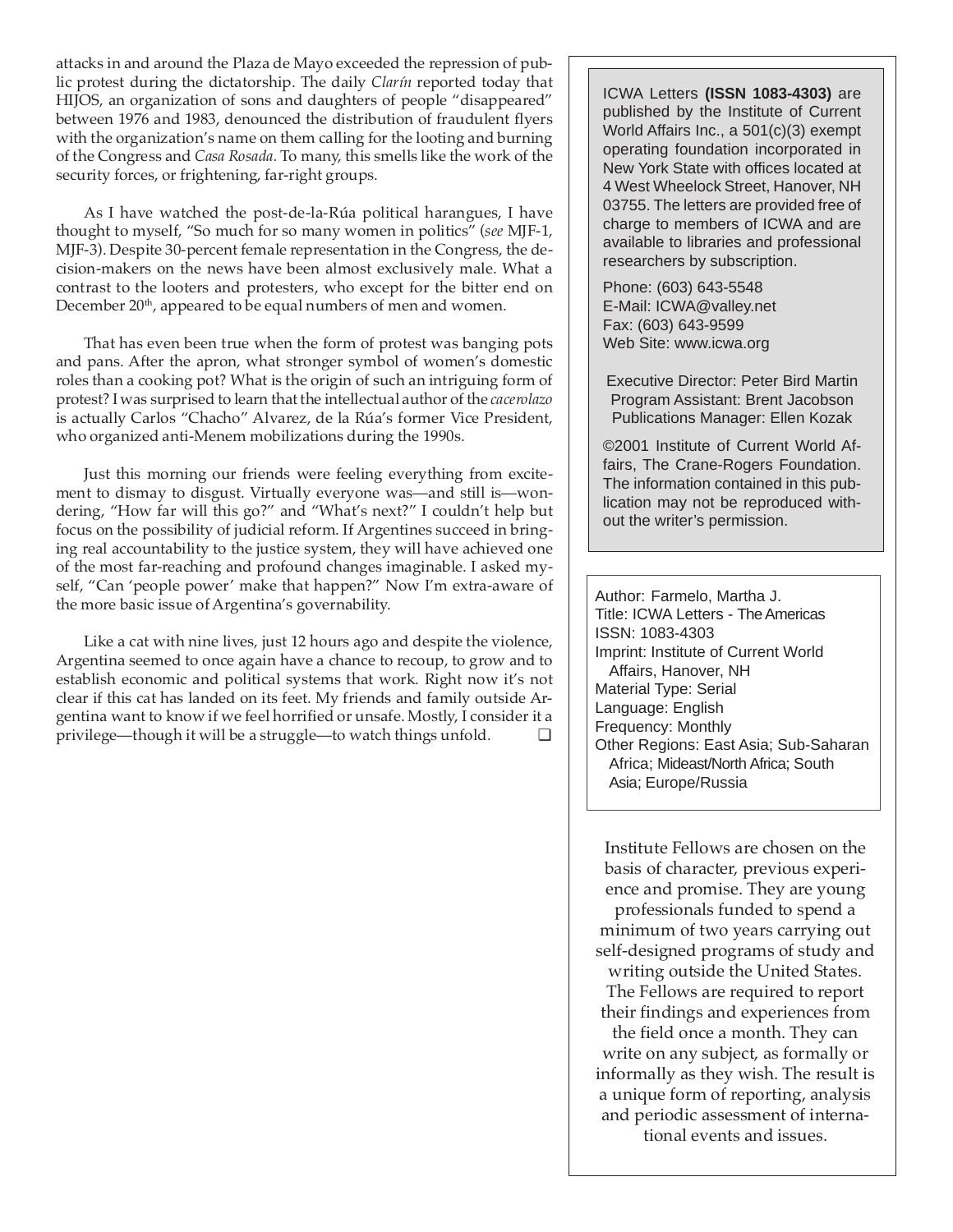attacks in and around the Plaza de Mayo exceeded the repression of public protest during the dictatorship. The daily *Clarín* reported today that HIJOS, an organization of sons and daughters of people "disappeared" between 1976 and 1983, denounced the distribution of fraudulent flyers with the organization's name on them calling for the looting and burning of the Congress and *Casa Rosada*. To many, this smells like the work of the security forces, or frightening, far-right groups.

As I have watched the post-de-la-Rúa political harangues, I have thought to myself, "So much for so many women in politics" (*see* MJF-1, MJF-3). Despite 30-percent female representation in the Congress, the decision-makers on the news have been almost exclusively male. What a contrast to the looters and protesters, who except for the bitter end on December 20th, appeared to be equal numbers of men and women.

That has even been true when the form of protest was banging pots and pans. After the apron, what stronger symbol of women's domestic roles than a cooking pot? What is the origin of such an intriguing form of protest? I was surprised to learn that the intellectual author of the *cacerolazo* is actually Carlos "Chacho" Alvarez, de la Rúa's former Vice President, who organized anti-Menem mobilizations during the 1990s.

Just this morning our friends were feeling everything from excitement to dismay to disgust. Virtually everyone was—and still is—wondering, "How far will this go?" and "What's next?" I couldn't help but focus on the possibility of judicial reform. If Argentines succeed in bringing real accountability to the justice system, they will have achieved one of the most far-reaching and profound changes imaginable. I asked myself, "Can 'people power' make that happen?" Now I'm extra-aware of the more basic issue of Argentina's governability.

Like a cat with nine lives, just 12 hours ago and despite the violence, Argentina seemed to once again have a chance to recoup, to grow and to establish economic and political systems that work. Right now it's not clear if this cat has landed on its feet. My friends and family outside Argentina want to know if we feel horrified or unsafe. Mostly, I consider it a privilege—though it will be a struggle—to watch things unfold. ❑

ICWA Letters **(ISSN 1083-4303)** are published by the Institute of Current World Affairs Inc., a 501(c)(3) exempt operating foundation incorporated in New York State with offices located at 4 West Wheelock Street, Hanover, NH 03755. The letters are provided free of charge to members of ICWA and are available to libraries and professional researchers by subscription.

Phone: (603) 643-5548
E-Mail: ICWA@valley.net
Fax: (603) 643-9599
Web Site: www.icwa.org

Executive Director: Peter Bird Martin
Program Assistant: Brent Jacobson
Publications Manager: Ellen Kozak

©2001 Institute of Current World Affairs, The Crane-Rogers Foundation. The information contained in this publication may not be reproduced without the writer's permission.

Author: Farmelo, Martha J.
Title: ICWA Letters - The Americas
ISSN: 1083-4303
Imprint: Institute of Current World Affairs, Hanover, NH
Material Type: Serial
Language: English
Frequency: Monthly
Other Regions: East Asia; Sub-Saharan Africa; Mideast/North Africa; South Asia; Europe/Russia

Institute Fellows are chosen on the basis of character, previous experience and promise. They are young professionals funded to spend a minimum of two years carrying out self-designed programs of study and writing outside the United States. The Fellows are required to report their findings and experiences from the field once a month. They can write on any subject, as formally or informally as they wish. The result is a unique form of reporting, analysis and periodic assessment of international events and issues.